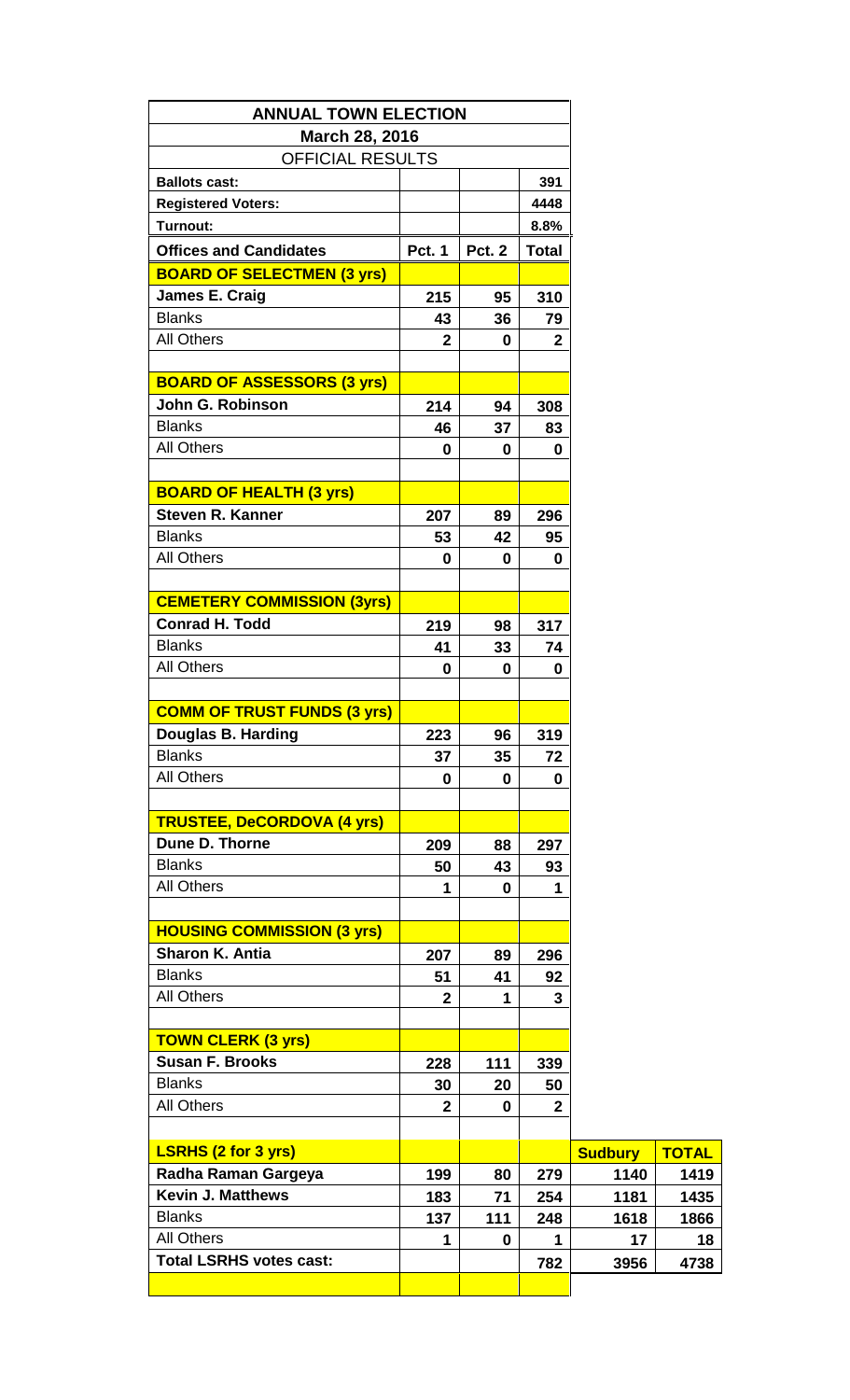# ANNUAL TOWN ELECTION

## March 28, 2016

### OFFICIAL RESULTS

| | | | | | |
|---|---|---|---|---|---|
| **Ballots cast:** | | | **391** | | |
| **Registered Voters:** | | | **4448** | | |
| **Turnout:** | | | **8.8%** | | |
| **Offices and Candidates** | **Pct. 1** | **Pct. 2** | **Total** | | |
| **BOARD OF SELECTMEN (3 yrs)** | | | | | |
| **James E. Craig** | **215** | **95** | **310** | | |
| Blanks | **43** | **36** | **79** | | |
| All Others | **2** | **0** | **2** | | |
| | | | | | |
| **BOARD OF ASSESSORS (3 yrs)** | | | | | |
| **John G. Robinson** | **214** | **94** | **308** | | |
| Blanks | **46** | **37** | **83** | | |
| All Others | **0** | **0** | **0** | | |
| | | | | | |
| **BOARD OF HEALTH (3 yrs)** | | | | | |
| **Steven R. Kanner** | **207** | **89** | **296** | | |
| Blanks | **53** | **42** | **95** | | |
| All Others | **0** | **0** | **0** | | |
| | | | | | |
| **CEMETERY COMMISSION (3yrs)** | | | | | |
| **Conrad H. Todd** | **219** | **98** | **317** | | |
| Blanks | **41** | **33** | **74** | | |
| All Others | **0** | **0** | **0** | | |
| | | | | | |
| **COMM OF TRUST FUNDS (3 yrs)** | | | | | |
| **Douglas B. Harding** | **223** | **96** | **319** | | |
| Blanks | **37** | **35** | **72** | | |
| All Others | **0** | **0** | **0** | | |
| | | | | | |
| **TRUSTEE, DeCORDOVA (4 yrs)** | | | | | |
| **Dune D. Thorne** | **209** | **88** | **297** | | |
| Blanks | **50** | **43** | **93** | | |
| All Others | **1** | **0** | **1** | | |
| | | | | | |
| **HOUSING COMMISSION (3 yrs)** | | | | | |
| **Sharon K. Antia** | **207** | **89** | **296** | | |
| Blanks | **51** | **41** | **92** | | |
| All Others | **2** | **1** | **3** | | |
| | | | | | |
| **TOWN CLERK (3 yrs)** | | | | | |
| **Susan F. Brooks** | **228** | **111** | **339** | | |
| Blanks | **30** | **20** | **50** | | |
| All Others | **2** | **0** | **2** | | |
| | | | | | |
| **LSRHS (2 for 3 yrs)** | | | | **Sudbury** | **TOTAL** |
| **Radha Raman Gargeya** | **199** | **80** | **279** | **1140** | **1419** |
| **Kevin J. Matthews** | **183** | **71** | **254** | **1181** | **1435** |
| Blanks | **137** | **111** | **248** | **1618** | **1866** |
| All Others | **1** | **0** | **1** | **17** | **18** |
| **Total LSRHS votes cast:** | | | **782** | **3956** | **4738** |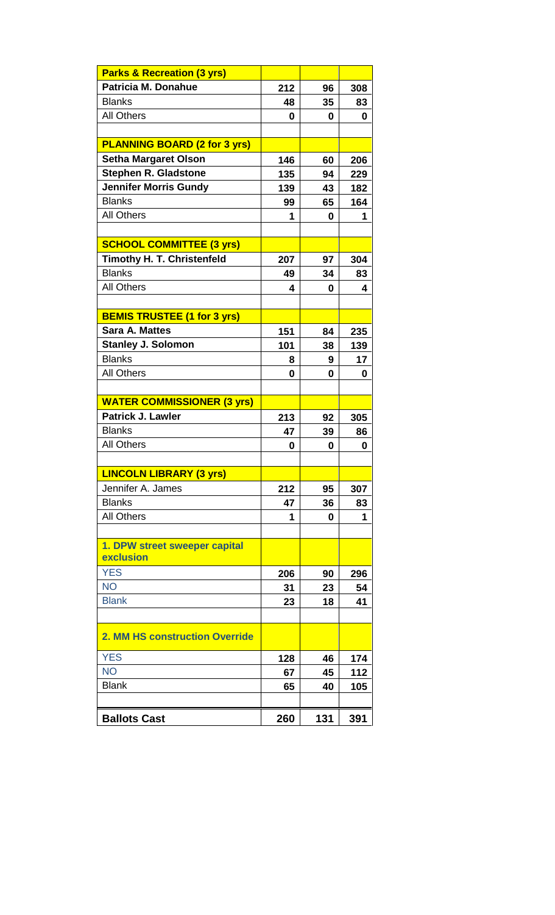| | | | |
|---|---|---|---|
| **Parks & Recreation (3 yrs)** | | | |
| **Patricia M. Donahue** | **212** | **96** | **308** |
| Blanks | **48** | **35** | **83** |
| All Others | **0** | **0** | **0** |
| | | | |
| **PLANNING BOARD (2 for 3 yrs)** | | | |
| **Setha Margaret Olson** | **146** | **60** | **206** |
| **Stephen R. Gladstone** | **135** | **94** | **229** |
| **Jennifer Morris Gundy** | **139** | **43** | **182** |
| Blanks | **99** | **65** | **164** |
| All Others | **1** | **0** | **1** |
| | | | |
| **SCHOOL COMMITTEE (3 yrs)** | | | |
| **Timothy H. T. Christenfeld** | **207** | **97** | **304** |
| Blanks | **49** | **34** | **83** |
| All Others | **4** | **0** | **4** |
| | | | |
| **BEMIS TRUSTEE (1 for 3 yrs)** | | | |
| **Sara A. Mattes** | **151** | **84** | **235** |
| **Stanley J. Solomon** | **101** | **38** | **139** |
| Blanks | **8** | **9** | **17** |
| All Others | **0** | **0** | **0** |
| | | | |
| **WATER COMMISSIONER (3 yrs)** | | | |
| **Patrick J. Lawler** | **213** | **92** | **305** |
| Blanks | **47** | **39** | **86** |
| All Others | **0** | **0** | **0** |
| | | | |
| **LINCOLN LIBRARY (3 yrs)** | | | |
| Jennifer A. James | **212** | **95** | **307** |
| Blanks | **47** | **36** | **83** |
| All Others | **1** | **0** | **1** |
| | | | |
| **1. DPW street sweeper capital exclusion** | | | |
| YES | **206** | **90** | **296** |
| NO | **31** | **23** | **54** |
| Blank | **23** | **18** | **41** |
| | | | |
| **2. MM HS construction Override** | | | |
| YES | **128** | **46** | **174** |
| NO | **67** | **45** | **112** |
| Blank | **65** | **40** | **105** |
| | | | |
| **Ballots Cast** | **260** | **131** | **391** |